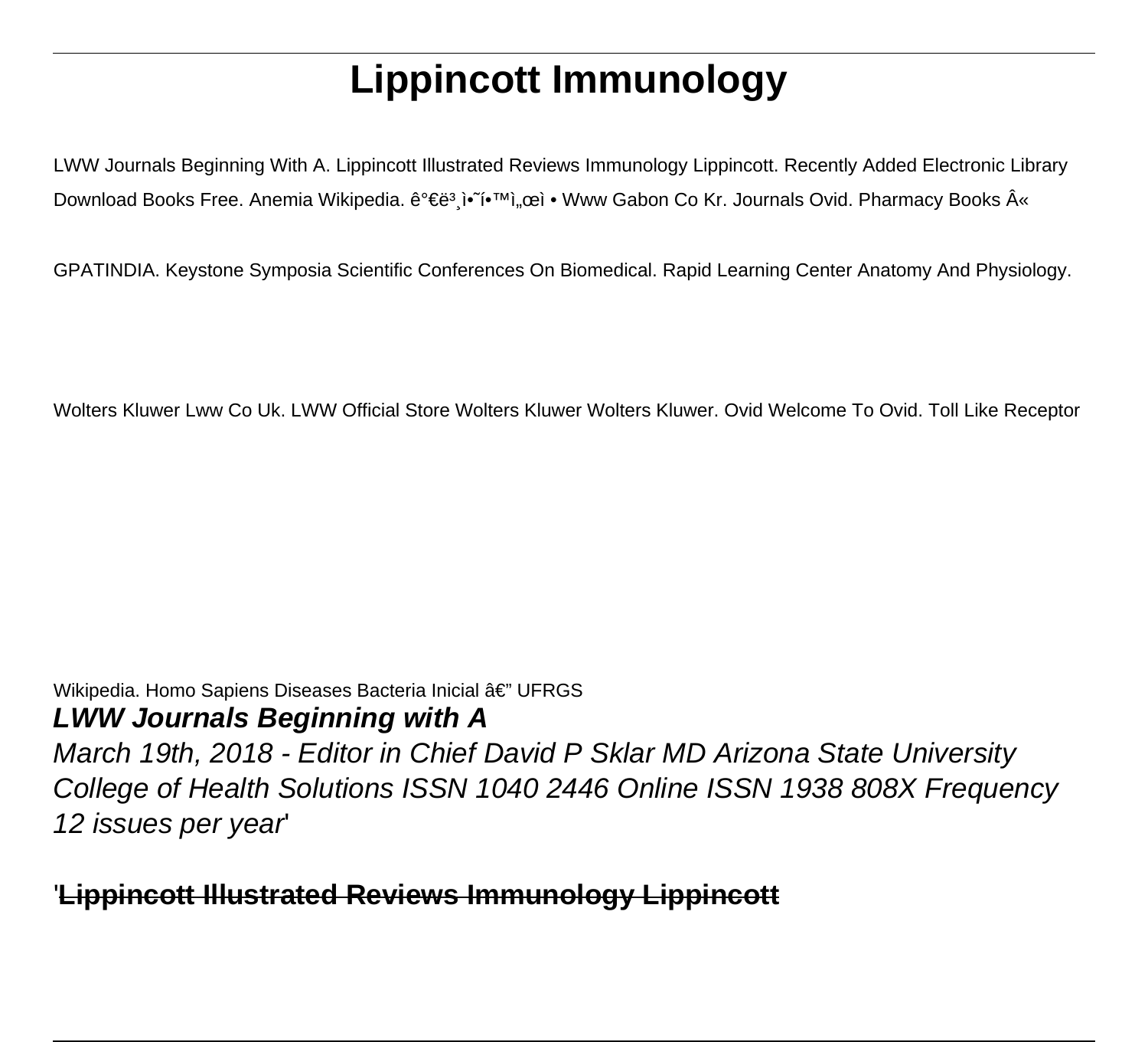# Lippincott Immunology

LWW Journals Beginning With A. Lippincott Illustrated Reviews Immunology Lippincott. Recently Added Electronic Library Download Books Free. Anemia Wikipedia. ê°€ë³¸ì•˜í•™ì„œì • Www Gabon Co Kr. Journals Ovid. Pharmacy Books Â« GPATINDIA. Keystone Symposia Scientific Conferences On Biomedical. Rapid Learning Center Anatomy And Physiology. Wolters Kluwer Lww Co Uk. LWW Official Store Wolters Kluwer Wolters Kluwer. Ovid Welcome To Ovid. Toll Like Receptor Wikipedia. Homo Sapiens Diseases Bacteria Inicial â€" UFRGS

## LWW Journals Beginning with A

*March 19th, 2018 - Editor in Chief David P Sklar MD Arizona State University College of Health Solutions ISSN 1040 2446 Online ISSN 1938 808X Frequency 12 issues per year'*

'**~~Lippincott Illustrated Reviews Immunology Lippincott~~**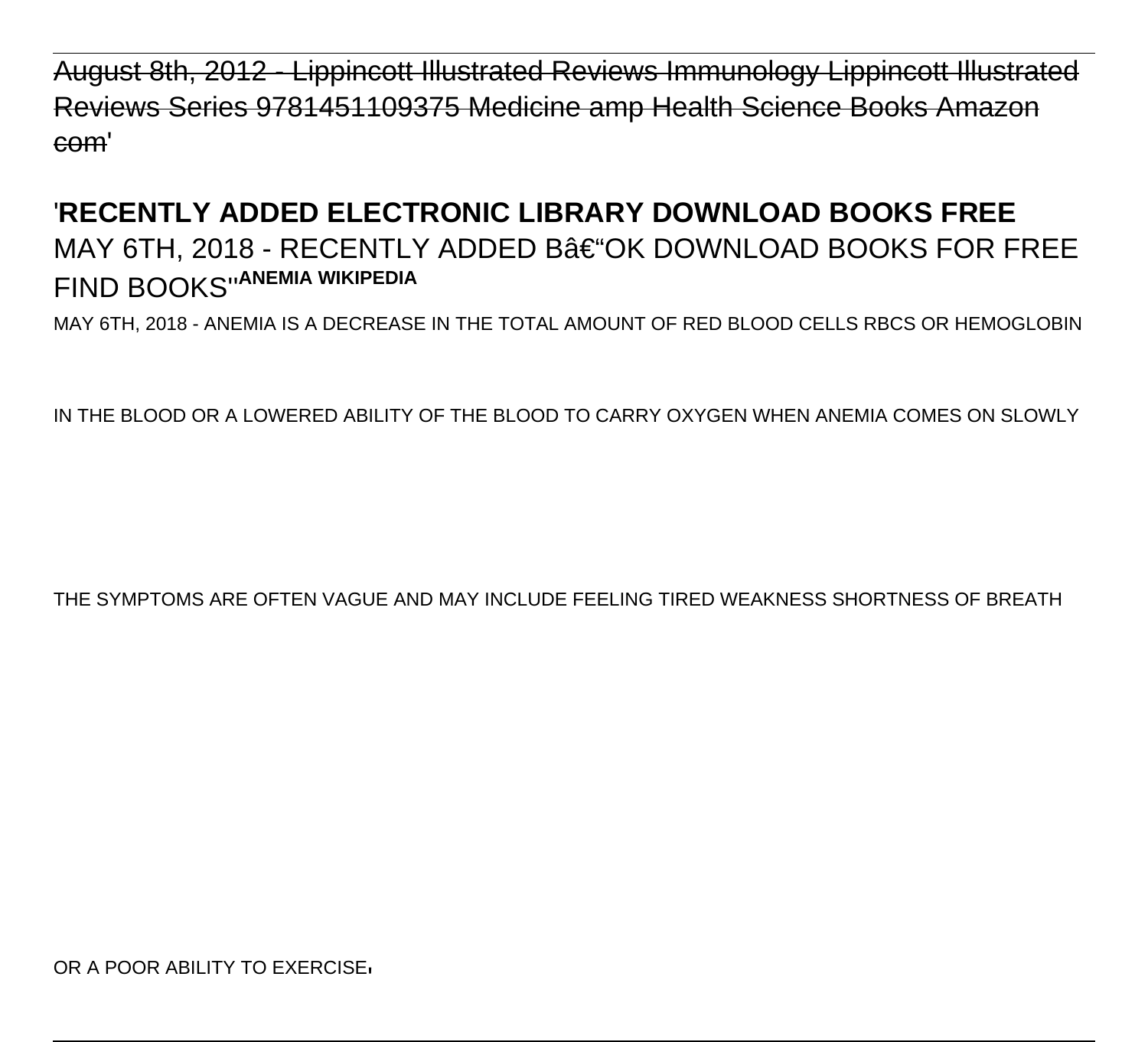~~August 8th, 2012 - Lippincott Illustrated Reviews Immunology Lippincott Illustrated Reviews Series 9781451109375 Medicine amp Health Science Books Amazon com~~'

'**RECENTLY ADDED ELECTRONIC LIBRARY DOWNLOAD BOOKS FREE**
MAY 6TH, 2018 - RECENTLY ADDED Bâ€“OK DOWNLOAD BOOKS FOR FREE FIND BOOKS''**ANEMIA WIKIPEDIA**

MAY 6TH, 2018 - ANEMIA IS A DECREASE IN THE TOTAL AMOUNT OF RED BLOOD CELLS RBCS OR HEMOGLOBIN

IN THE BLOOD OR A LOWERED ABILITY OF THE BLOOD TO CARRY OXYGEN WHEN ANEMIA COMES ON SLOWLY

THE SYMPTOMS ARE OFTEN VAGUE AND MAY INCLUDE FEELING TIRED WEAKNESS SHORTNESS OF BREATH

OR A POOR ABILITY TO EXERCISE'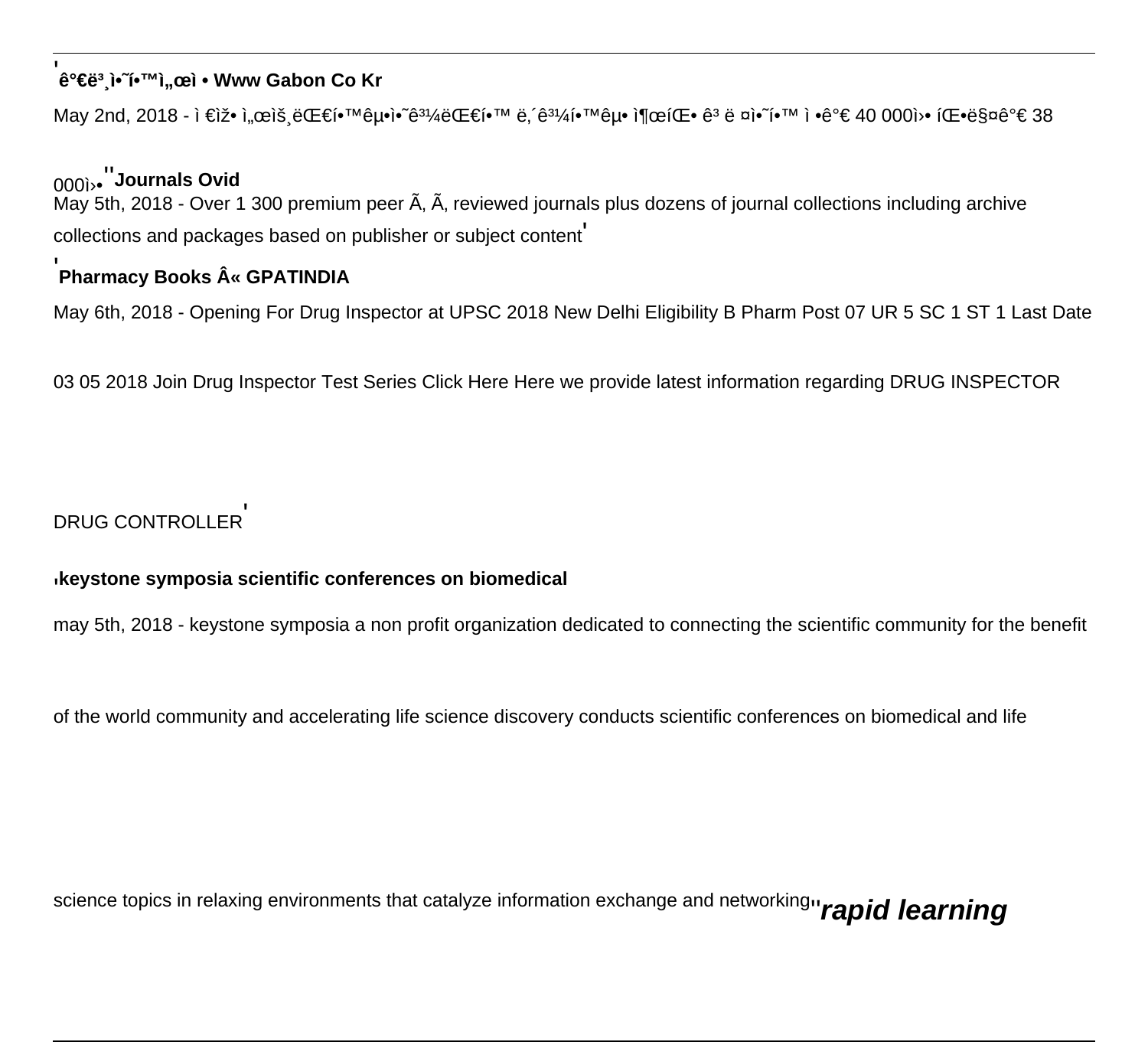'**ê°€ë³¸ì•˜í•™ì„œì • Www Gabon Co Kr**

May 2nd, 2018 - ì €ìž• ì„œìš¸ëŒ€í•™êµì•˜ê³¼ëŒ€í•™ ë,´ê³¼í•™êµ• ì¶œíŒ• ê³ ë ¤ì•˜í•™ ì •ê°€ 40 000ì›• íŒ•ë§¤ê°€ 38 000ì›•''**Journals Ovid**

May 5th, 2018 - Over 1 300 premium peer Ã, Ã, reviewed journals plus dozens of journal collections including archive collections and packages based on publisher or subject content'

'**Pharmacy Books Â« GPATINDIA**

May 6th, 2018 - Opening For Drug Inspector at UPSC 2018 New Delhi Eligibility B Pharm Post 07 UR 5 SC 1 ST 1 Last Date 03 05 2018 Join Drug Inspector Test Series Click Here Here we provide latest information regarding DRUG INSPECTOR DRUG CONTROLLER'

'**keystone symposia scientific conferences on biomedical**

may 5th, 2018 - keystone symposia a non profit organization dedicated to connecting the scientific community for the benefit of the world community and accelerating life science discovery conducts scientific conferences on biomedical and life science topics in relaxing environments that catalyze information exchange and networking''***rapid learning***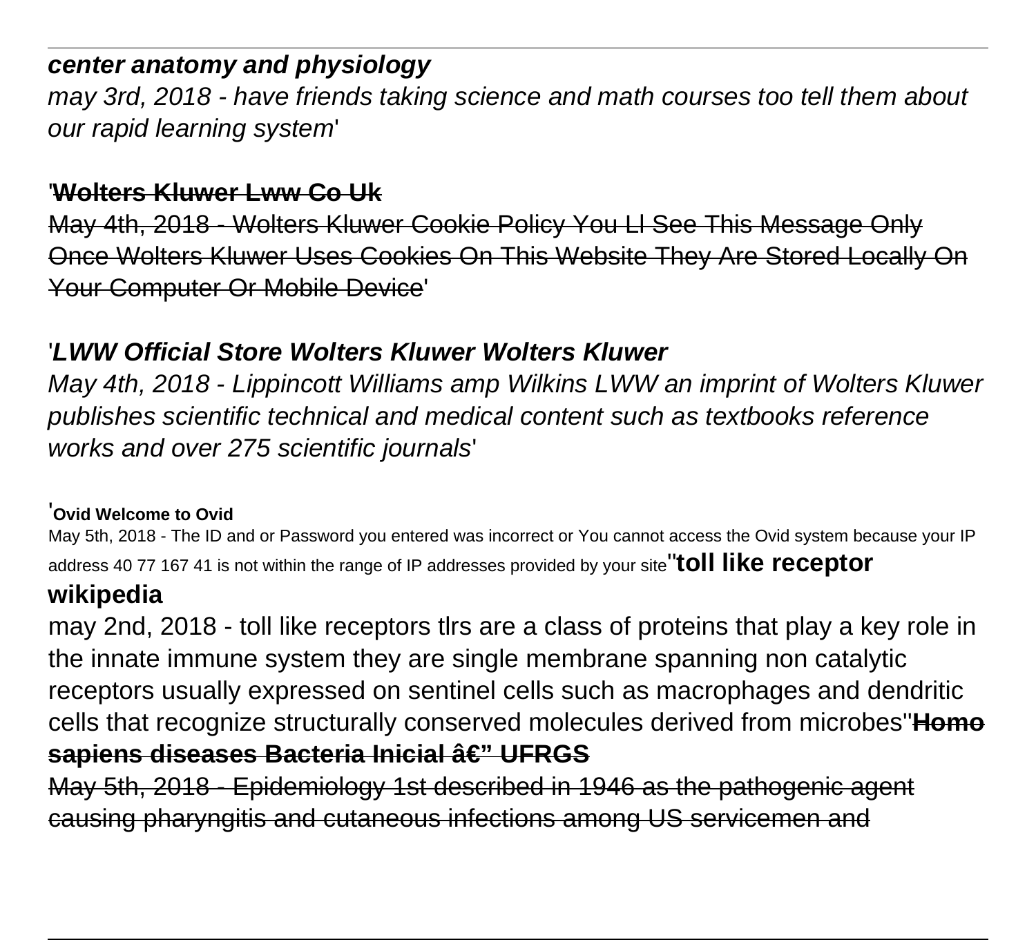***center anatomy and physiology***

*may 3rd, 2018 - have friends taking science and math courses too tell them about our rapid learning system*'

'~~**Wolters Kluwer Lww Co Uk**~~

~~May 4th, 2018 - Wolters Kluwer Cookie Policy You Ll See This Message Only Once Wolters Kluwer Uses Cookies On This Website They Are Stored Locally On Your Computer Or Mobile Device~~'

'***LWW Official Store Wolters Kluwer Wolters Kluwer***

*May 4th, 2018 - Lippincott Williams amp Wilkins LWW an imprint of Wolters Kluwer publishes scientific technical and medical content such as textbooks reference works and over 275 scientific journals*'

'**Ovid Welcome to Ovid**

May 5th, 2018 - The ID and or Password you entered was incorrect or You cannot access the Ovid system because your IP address 40 77 167 41 is not within the range of IP addresses provided by your site''**toll like receptor wikipedia**

may 2nd, 2018 - toll like receptors tlrs are a class of proteins that play a key role in the innate immune system they are single membrane spanning non catalytic receptors usually expressed on sentinel cells such as macrophages and dendritic cells that recognize structurally conserved molecules derived from microbes''~~**Homo sapiens diseases Bacteria Inicial â€" UFRGS**~~

~~May 5th, 2018 - Epidemiology 1st described in 1946 as the pathogenic agent causing pharyngitis and cutaneous infections among US servicemen and~~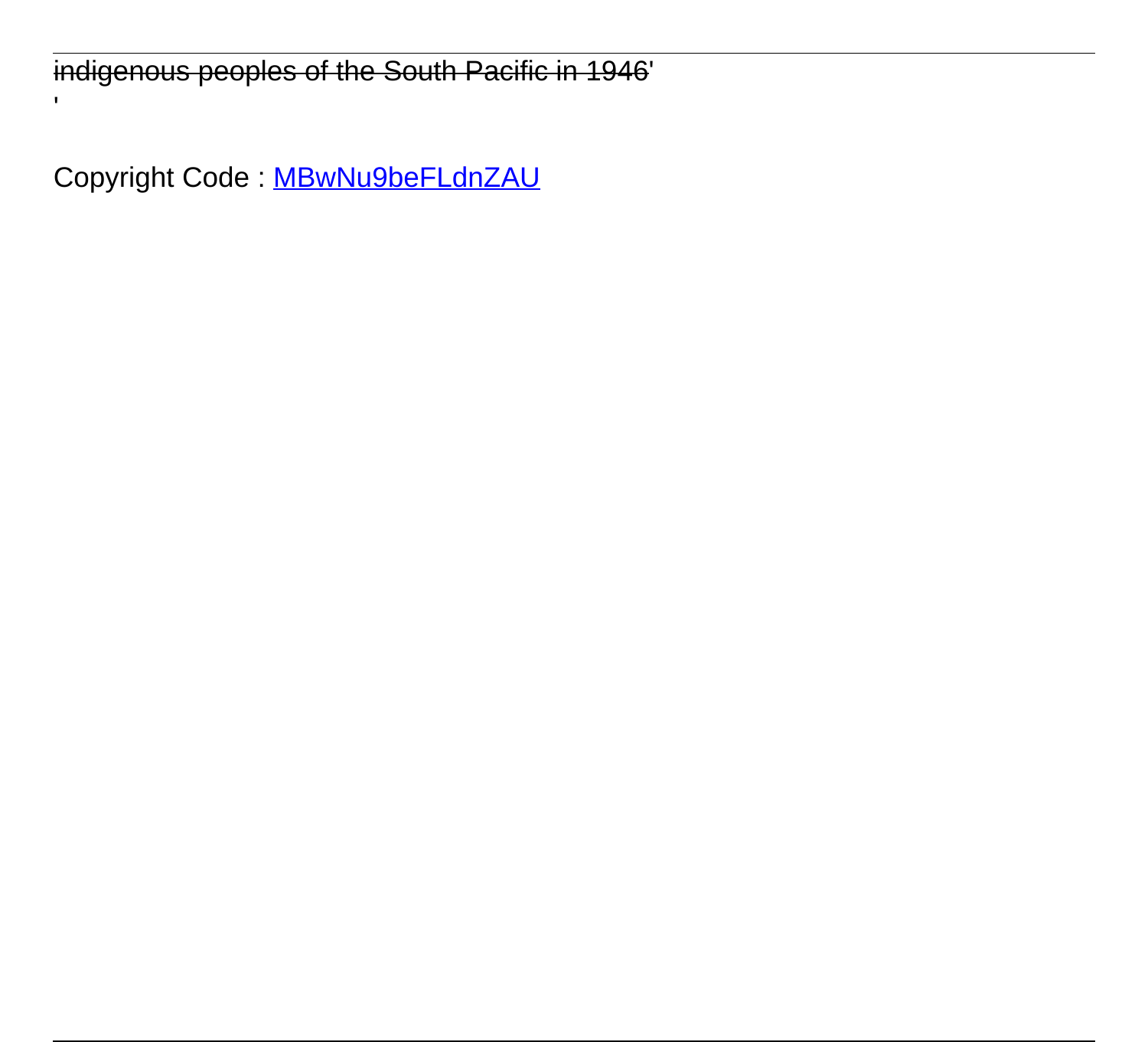~~indigenous peoples of the South Pacific in 1946~~'
'

Copyright Code : MBwNu9beFLdnZAU